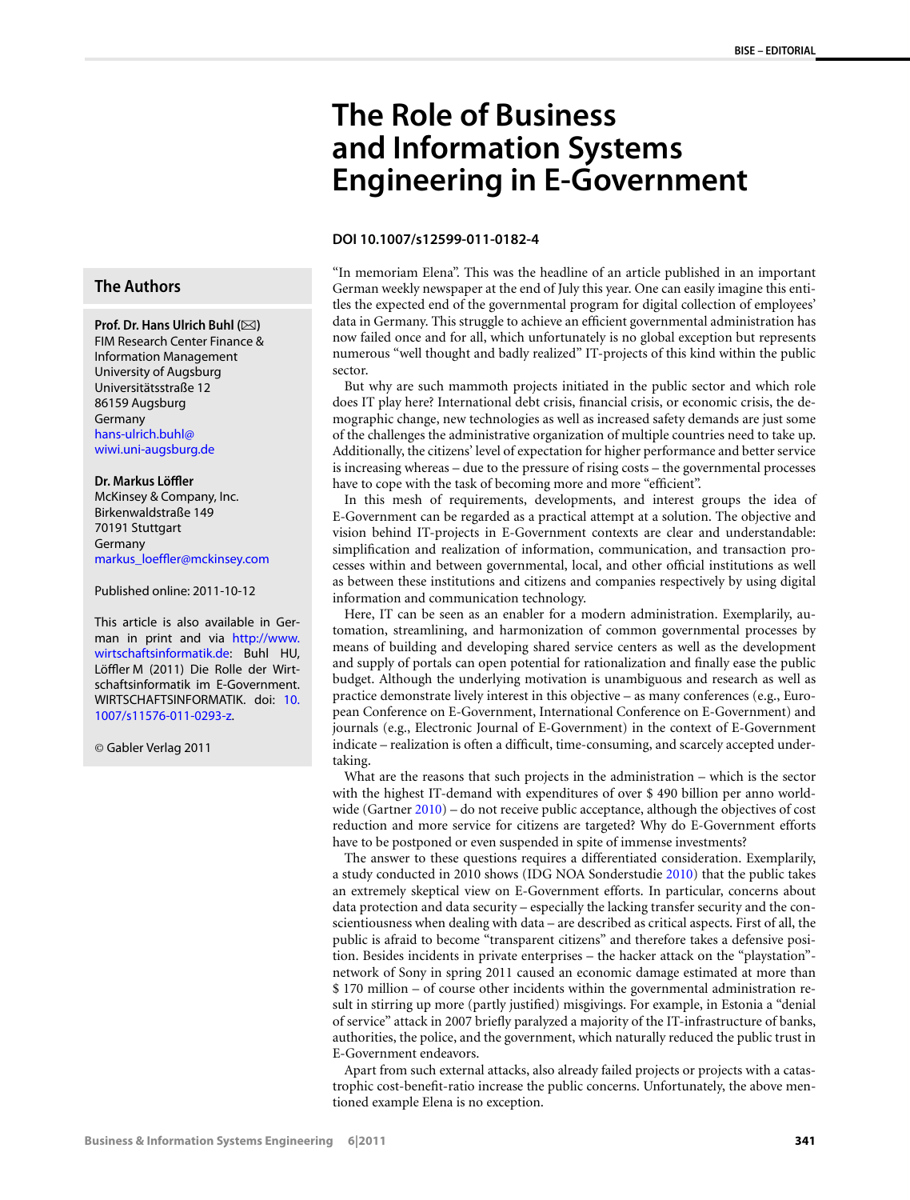# The Role of Business and Information Systems Engineering in E-Government

**DOI 10.1007/s12599-011-0182-4**

## The Authors

**Prof. Dr. Hans Ulrich Buhl (✉)**
FIM Research Center Finance & Information Management
University of Augsburg
Universitätsstraße 12
86159 Augsburg
Germany
hans-ulrich.buhl@wiwi.uni-augsburg.de

**Dr. Markus Löffler**
McKinsey & Company, Inc.
Birkenwaldstraße 149
70191 Stuttgart
Germany
markus_loeffler@mckinsey.com

Published online: 2011-10-12

This article is also available in German in print and via http://www.wirtschaftsinformatik.de: Buhl HU, Löffler M (2011) Die Rolle der Wirtschaftsinformatik im E-Government. WIRTSCHAFTSINFORMATIK. doi: 10.1007/s11576-011-0293-z.

© Gabler Verlag 2011

"In memoriam Elena". This was the headline of an article published in an important German weekly newspaper at the end of July this year. One can easily imagine this entitles the expected end of the governmental program for digital collection of employees' data in Germany. This struggle to achieve an efficient governmental administration has now failed once and for all, which unfortunately is no global exception but represents numerous "well thought and badly realized" IT-projects of this kind within the public sector.

But why are such mammoth projects initiated in the public sector and which role does IT play here? International debt crisis, financial crisis, or economic crisis, the demographic change, new technologies as well as increased safety demands are just some of the challenges the administrative organization of multiple countries need to take up. Additionally, the citizens' level of expectation for higher performance and better service is increasing whereas – due to the pressure of rising costs – the governmental processes have to cope with the task of becoming more and more "efficient".

In this mesh of requirements, developments, and interest groups the idea of E-Government can be regarded as a practical attempt at a solution. The objective and vision behind IT-projects in E-Government contexts are clear and understandable: simplification and realization of information, communication, and transaction processes within and between governmental, local, and other official institutions as well as between these institutions and citizens and companies respectively by using digital information and communication technology.

Here, IT can be seen as an enabler for a modern administration. Exemplarily, automation, streamlining, and harmonization of common governmental processes by means of building and developing shared service centers as well as the development and supply of portals can open potential for rationalization and finally ease the public budget. Although the underlying motivation is unambiguous and research as well as practice demonstrate lively interest in this objective – as many conferences (e.g., European Conference on E-Government, International Conference on E-Government) and journals (e.g., Electronic Journal of E-Government) in the context of E-Government indicate – realization is often a difficult, time-consuming, and scarcely accepted undertaking.

What are the reasons that such projects in the administration – which is the sector with the highest IT-demand with expenditures of over $ 490 billion per anno worldwide (Gartner 2010) – do not receive public acceptance, although the objectives of cost reduction and more service for citizens are targeted? Why do E-Government efforts have to be postponed or even suspended in spite of immense investments?

The answer to these questions requires a differentiated consideration. Exemplarily, a study conducted in 2010 shows (IDG NOA Sonderstudie 2010) that the public takes an extremely skeptical view on E-Government efforts. In particular, concerns about data protection and data security – especially the lacking transfer security and the conscientiousness when dealing with data – are described as critical aspects. First of all, the public is afraid to become "transparent citizens" and therefore takes a defensive position. Besides incidents in private enterprises – the hacker attack on the "playstation"-network of Sony in spring 2011 caused an economic damage estimated at more than $ 170 million – of course other incidents within the governmental administration result in stirring up more (partly justified) misgivings. For example, in Estonia a "denial of service" attack in 2007 briefly paralyzed a majority of the IT-infrastructure of banks, authorities, the police, and the government, which naturally reduced the public trust in E-Government endeavors.

Apart from such external attacks, also already failed projects or projects with a catastrophic cost-benefit-ratio increase the public concerns. Unfortunately, the above mentioned example Elena is no exception.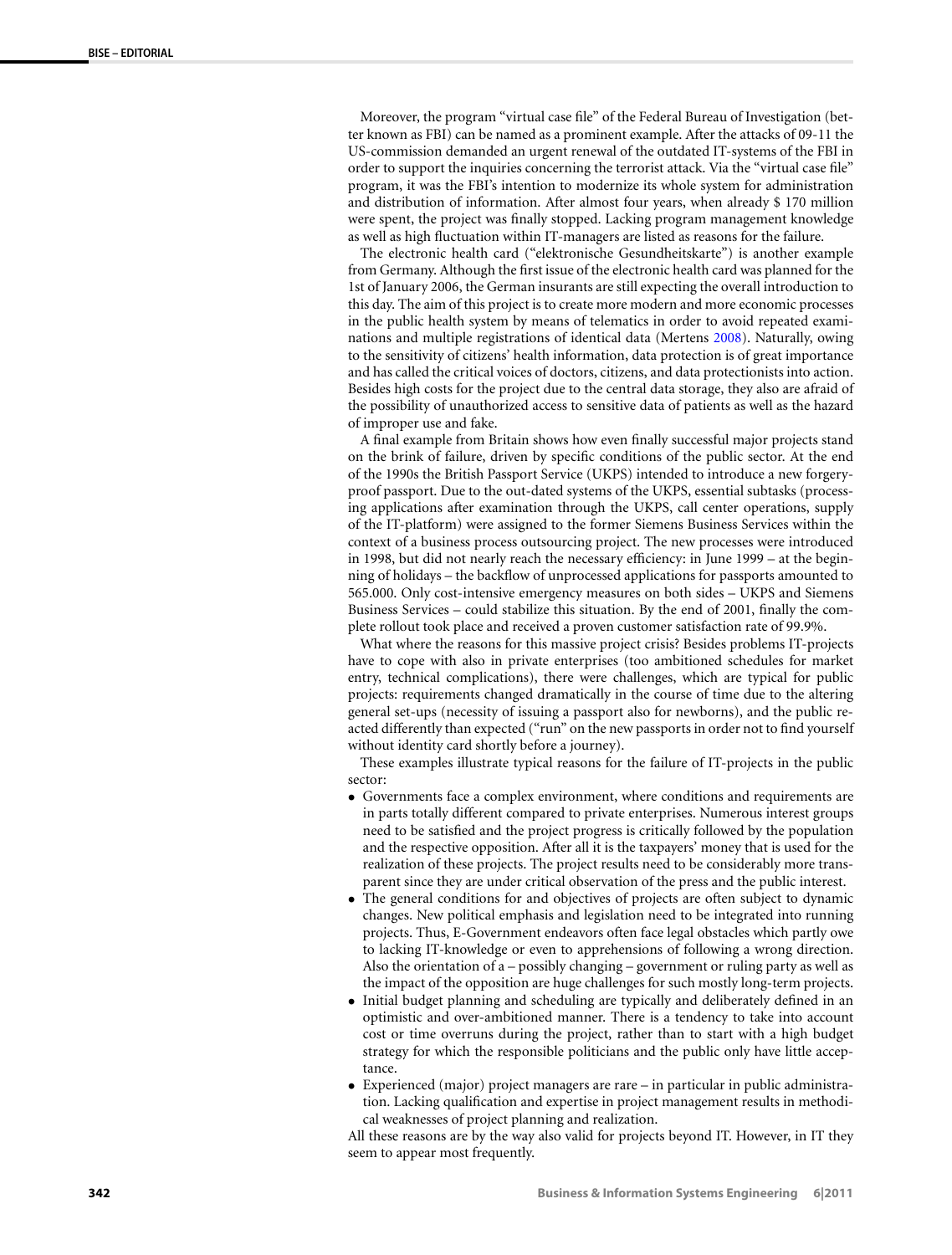Moreover, the program "virtual case file" of the Federal Bureau of Investigation (better known as FBI) can be named as a prominent example. After the attacks of 09-11 the US-commission demanded an urgent renewal of the outdated IT-systems of the FBI in order to support the inquiries concerning the terrorist attack. Via the "virtual case file" program, it was the FBI's intention to modernize its whole system for administration and distribution of information. After almost four years, when already $ 170 million were spent, the project was finally stopped. Lacking program management knowledge as well as high fluctuation within IT-managers are listed as reasons for the failure.

The electronic health card ("elektronische Gesundheitskarte") is another example from Germany. Although the first issue of the electronic health card was planned for the 1st of January 2006, the German insurants are still expecting the overall introduction to this day. The aim of this project is to create more modern and more economic processes in the public health system by means of telematics in order to avoid repeated examinations and multiple registrations of identical data (Mertens 2008). Naturally, owing to the sensitivity of citizens' health information, data protection is of great importance and has called the critical voices of doctors, citizens, and data protectionists into action. Besides high costs for the project due to the central data storage, they also are afraid of the possibility of unauthorized access to sensitive data of patients as well as the hazard of improper use and fake.

A final example from Britain shows how even finally successful major projects stand on the brink of failure, driven by specific conditions of the public sector. At the end of the 1990s the British Passport Service (UKPS) intended to introduce a new forgery-proof passport. Due to the out-dated systems of the UKPS, essential subtasks (processing applications after examination through the UKPS, call center operations, supply of the IT-platform) were assigned to the former Siemens Business Services within the context of a business process outsourcing project. The new processes were introduced in 1998, but did not nearly reach the necessary efficiency: in June 1999 – at the beginning of holidays – the backflow of unprocessed applications for passports amounted to 565.000. Only cost-intensive emergency measures on both sides – UKPS and Siemens Business Services – could stabilize this situation. By the end of 2001, finally the complete rollout took place and received a proven customer satisfaction rate of 99.9%.

What where the reasons for this massive project crisis? Besides problems IT-projects have to cope with also in private enterprises (too ambitioned schedules for market entry, technical complications), there were challenges, which are typical for public projects: requirements changed dramatically in the course of time due to the altering general set-ups (necessity of issuing a passport also for newborns), and the public reacted differently than expected ("run" on the new passports in order not to find yourself without identity card shortly before a journey).

These examples illustrate typical reasons for the failure of IT-projects in the public sector:

- Governments face a complex environment, where conditions and requirements are in parts totally different compared to private enterprises. Numerous interest groups need to be satisfied and the project progress is critically followed by the population and the respective opposition. After all it is the taxpayers' money that is used for the realization of these projects. The project results need to be considerably more transparent since they are under critical observation of the press and the public interest.
- The general conditions for and objectives of projects are often subject to dynamic changes. New political emphasis and legislation need to be integrated into running projects. Thus, E-Government endeavors often face legal obstacles which partly owe to lacking IT-knowledge or even to apprehensions of following a wrong direction. Also the orientation of a – possibly changing – government or ruling party as well as the impact of the opposition are huge challenges for such mostly long-term projects.
- Initial budget planning and scheduling are typically and deliberately defined in an optimistic and over-ambitioned manner. There is a tendency to take into account cost or time overruns during the project, rather than to start with a high budget strategy for which the responsible politicians and the public only have little acceptance.
- Experienced (major) project managers are rare – in particular in public administration. Lacking qualification and expertise in project management results in methodical weaknesses of project planning and realization.

All these reasons are by the way also valid for projects beyond IT. However, in IT they seem to appear most frequently.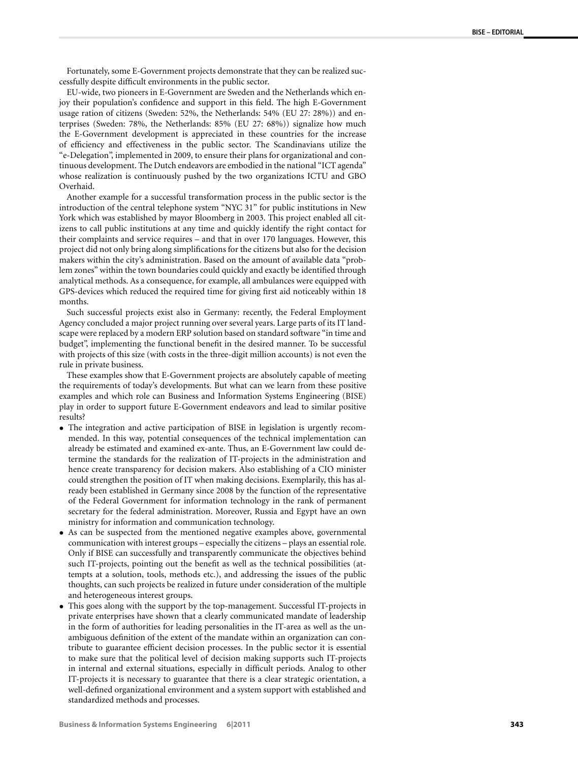Fortunately, some E-Government projects demonstrate that they can be realized successfully despite difficult environments in the public sector.

EU-wide, two pioneers in E-Government are Sweden and the Netherlands which enjoy their population's confidence and support in this field. The high E-Government usage ration of citizens (Sweden: 52%, the Netherlands: 54% (EU 27: 28%)) and enterprises (Sweden: 78%, the Netherlands: 85% (EU 27: 68%)) signalize how much the E-Government development is appreciated in these countries for the increase of efficiency and effectiveness in the public sector. The Scandinavians utilize the "e-Delegation", implemented in 2009, to ensure their plans for organizational and continuous development. The Dutch endeavors are embodied in the national "ICT agenda" whose realization is continuously pushed by the two organizations ICTU and GBO Overhaid.

Another example for a successful transformation process in the public sector is the introduction of the central telephone system "NYC 31" for public institutions in New York which was established by mayor Bloomberg in 2003. This project enabled all citizens to call public institutions at any time and quickly identify the right contact for their complaints and service requires – and that in over 170 languages. However, this project did not only bring along simplifications for the citizens but also for the decision makers within the city's administration. Based on the amount of available data "problem zones" within the town boundaries could quickly and exactly be identified through analytical methods. As a consequence, for example, all ambulances were equipped with GPS-devices which reduced the required time for giving first aid noticeably within 18 months.

Such successful projects exist also in Germany: recently, the Federal Employment Agency concluded a major project running over several years. Large parts of its IT landscape were replaced by a modern ERP solution based on standard software "in time and budget", implementing the functional benefit in the desired manner. To be successful with projects of this size (with costs in the three-digit million accounts) is not even the rule in private business.

These examples show that E-Government projects are absolutely capable of meeting the requirements of today's developments. But what can we learn from these positive examples and which role can Business and Information Systems Engineering (BISE) play in order to support future E-Government endeavors and lead to similar positive results?

- The integration and active participation of BISE in legislation is urgently recommended. In this way, potential consequences of the technical implementation can already be estimated and examined ex-ante. Thus, an E-Government law could determine the standards for the realization of IT-projects in the administration and hence create transparency for decision makers. Also establishing of a CIO minister could strengthen the position of IT when making decisions. Exemplarily, this has already been established in Germany since 2008 by the function of the representative of the Federal Government for information technology in the rank of permanent secretary for the federal administration. Moreover, Russia and Egypt have an own ministry for information and communication technology.
- As can be suspected from the mentioned negative examples above, governmental communication with interest groups – especially the citizens – plays an essential role. Only if BISE can successfully and transparently communicate the objectives behind such IT-projects, pointing out the benefit as well as the technical possibilities (attempts at a solution, tools, methods etc.), and addressing the issues of the public thoughts, can such projects be realized in future under consideration of the multiple and heterogeneous interest groups.
- This goes along with the support by the top-management. Successful IT-projects in private enterprises have shown that a clearly communicated mandate of leadership in the form of authorities for leading personalities in the IT-area as well as the unambiguous definition of the extent of the mandate within an organization can contribute to guarantee efficient decision processes. In the public sector it is essential to make sure that the political level of decision making supports such IT-projects in internal and external situations, especially in difficult periods. Analog to other IT-projects it is necessary to guarantee that there is a clear strategic orientation, a well-defined organizational environment and a system support with established and standardized methods and processes.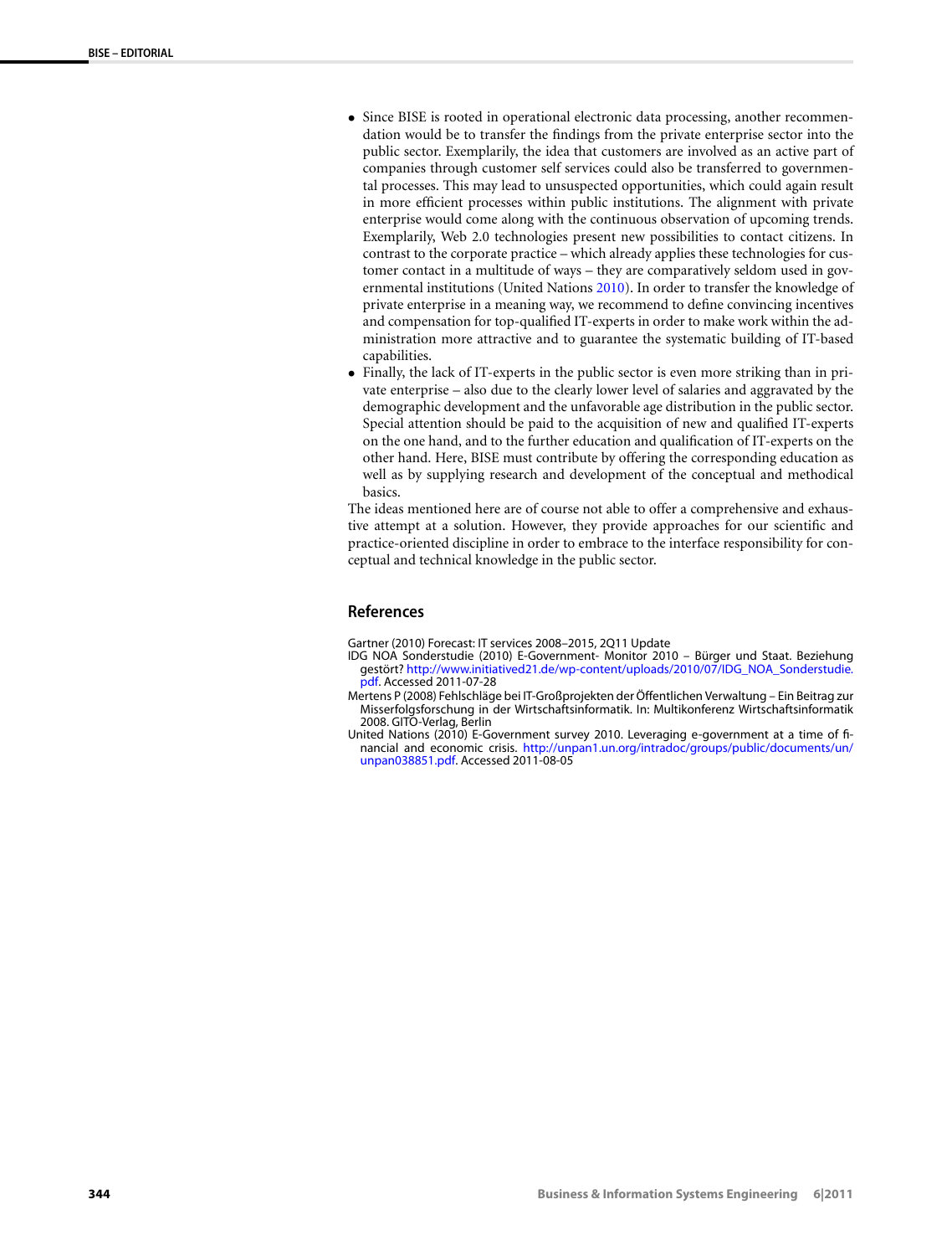- Since BISE is rooted in operational electronic data processing, another recommendation would be to transfer the findings from the private enterprise sector into the public sector. Exemplarily, the idea that customers are involved as an active part of companies through customer self services could also be transferred to governmental processes. This may lead to unsuspected opportunities, which could again result in more efficient processes within public institutions. The alignment with private enterprise would come along with the continuous observation of upcoming trends. Exemplarily, Web 2.0 technologies present new possibilities to contact citizens. In contrast to the corporate practice – which already applies these technologies for customer contact in a multitude of ways – they are comparatively seldom used in governmental institutions (United Nations 2010). In order to transfer the knowledge of private enterprise in a meaning way, we recommend to define convincing incentives and compensation for top-qualified IT-experts in order to make work within the administration more attractive and to guarantee the systematic building of IT-based capabilities.
- Finally, the lack of IT-experts in the public sector is even more striking than in private enterprise – also due to the clearly lower level of salaries and aggravated by the demographic development and the unfavorable age distribution in the public sector. Special attention should be paid to the acquisition of new and qualified IT-experts on the one hand, and to the further education and qualification of IT-experts on the other hand. Here, BISE must contribute by offering the corresponding education as well as by supplying research and development of the conceptual and methodical basics.

The ideas mentioned here are of course not able to offer a comprehensive and exhaustive attempt at a solution. However, they provide approaches for our scientific and practice-oriented discipline in order to embrace to the interface responsibility for conceptual and technical knowledge in the public sector.

## References

Gartner (2010) Forecast: IT services 2008–2015, 2Q11 Update

IDG NOA Sonderstudie (2010) E-Government- Monitor 2010 – Bürger und Staat. Beziehung gestört? http://www.initiatived21.de/wp-content/uploads/2010/07/IDG_NOA_Sonderstudie.pdf. Accessed 2011-07-28

Mertens P (2008) Fehlschläge bei IT-Großprojekten der Öffentlichen Verwaltung – Ein Beitrag zur Misserfolgsforschung in der Wirtschaftsinformatik. In: Multikonferenz Wirtschaftsinformatik 2008. GITO-Verlag, Berlin

United Nations (2010) E-Government survey 2010. Leveraging e-government at a time of financial and economic crisis. http://unpan1.un.org/intradoc/groups/public/documents/un/unpan038851.pdf. Accessed 2011-08-05